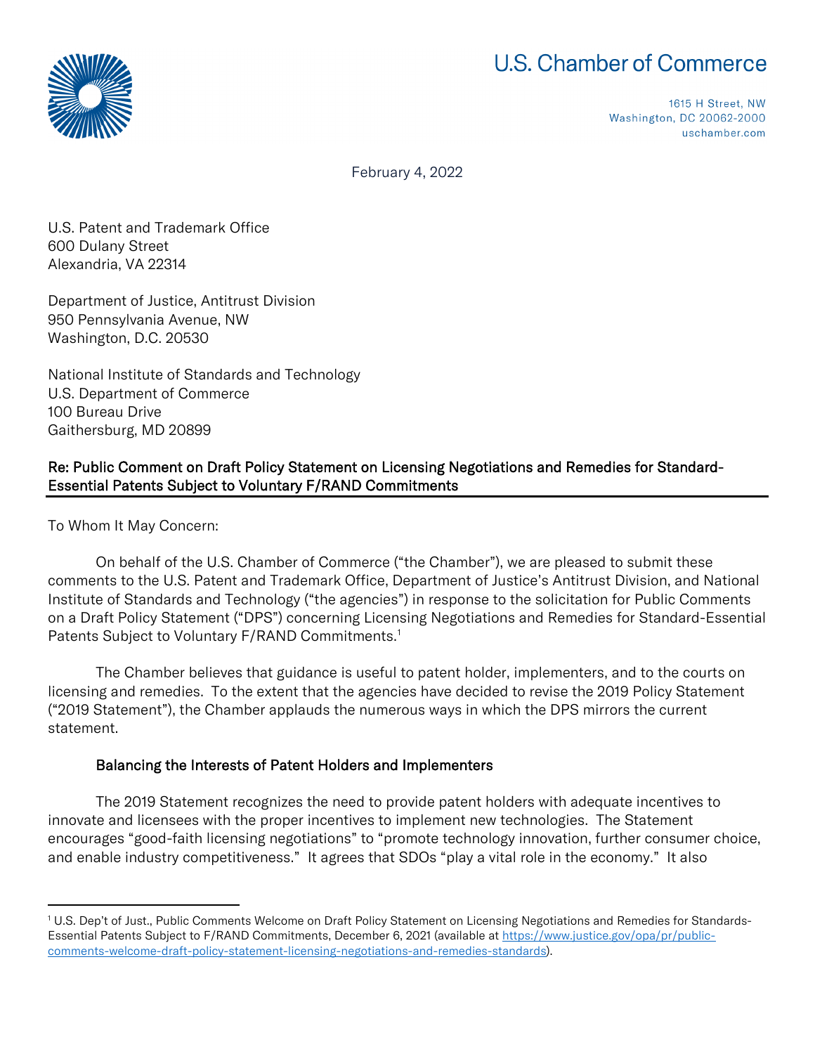# U.S. Chamber of Commerce

1615 H Street, NW
Washington, DC 20062-2000
uschamber.com

February 4, 2022

U.S. Patent and Trademark Office
600 Dulany Street
Alexandria, VA 22314

Department of Justice, Antitrust Division
950 Pennsylvania Avenue, NW
Washington, D.C. 20530

National Institute of Standards and Technology
U.S. Department of Commerce
100 Bureau Drive
Gaithersburg, MD 20899

**Re: Public Comment on Draft Policy Statement on Licensing Negotiations and Remedies for Standard-Essential Patents Subject to Voluntary F/RAND Commitments**

To Whom It May Concern:

On behalf of the U.S. Chamber of Commerce ("the Chamber"), we are pleased to submit these comments to the U.S. Patent and Trademark Office, Department of Justice's Antitrust Division, and National Institute of Standards and Technology ("the agencies") in response to the solicitation for Public Comments on a Draft Policy Statement ("DPS") concerning Licensing Negotiations and Remedies for Standard-Essential Patents Subject to Voluntary F/RAND Commitments.[1]

The Chamber believes that guidance is useful to patent holder, implementers, and to the courts on licensing and remedies. To the extent that the agencies have decided to revise the 2019 Policy Statement ("2019 Statement"), the Chamber applauds the numerous ways in which the DPS mirrors the current statement.

## Balancing the Interests of Patent Holders and Implementers

The 2019 Statement recognizes the need to provide patent holders with adequate incentives to innovate and licensees with the proper incentives to implement new technologies. The Statement encourages "good-faith licensing negotiations" to "promote technology innovation, further consumer choice, and enable industry competitiveness." It agrees that SDOs "play a vital role in the economy." It also

[1] U.S. Dep't of Just., Public Comments Welcome on Draft Policy Statement on Licensing Negotiations and Remedies for Standards-Essential Patents Subject to F/RAND Commitments, December 6, 2021 (available at https://www.justice.gov/opa/pr/public-comments-welcome-draft-policy-statement-licensing-negotiations-and-remedies-standards).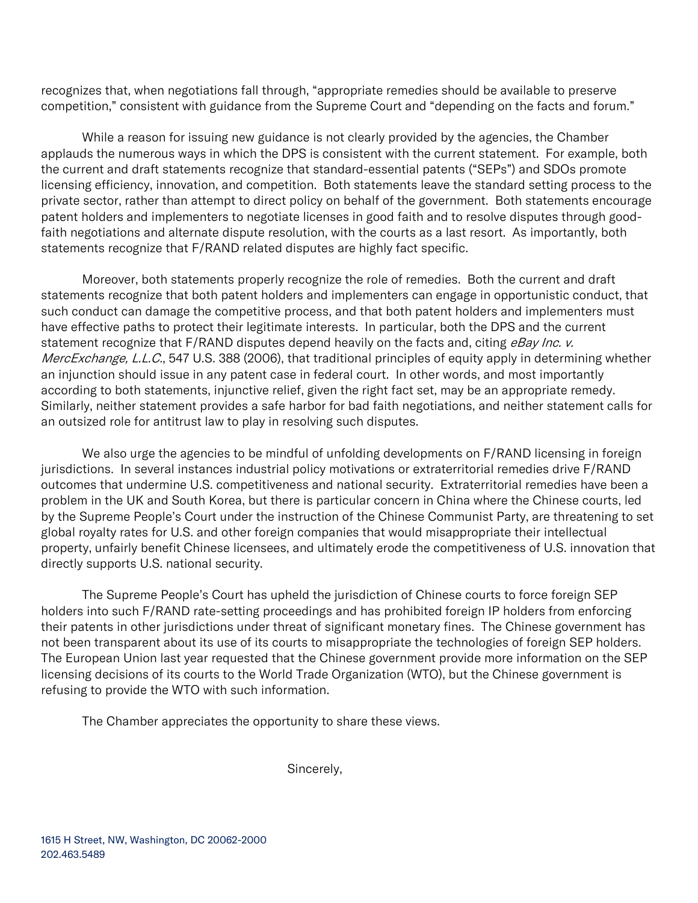recognizes that, when negotiations fall through, "appropriate remedies should be available to preserve competition," consistent with guidance from the Supreme Court and "depending on the facts and forum."

While a reason for issuing new guidance is not clearly provided by the agencies, the Chamber applauds the numerous ways in which the DPS is consistent with the current statement. For example, both the current and draft statements recognize that standard-essential patents ("SEPs") and SDOs promote licensing efficiency, innovation, and competition. Both statements leave the standard setting process to the private sector, rather than attempt to direct policy on behalf of the government. Both statements encourage patent holders and implementers to negotiate licenses in good faith and to resolve disputes through good-faith negotiations and alternate dispute resolution, with the courts as a last resort. As importantly, both statements recognize that F/RAND related disputes are highly fact specific.

Moreover, both statements properly recognize the role of remedies. Both the current and draft statements recognize that both patent holders and implementers can engage in opportunistic conduct, that such conduct can damage the competitive process, and that both patent holders and implementers must have effective paths to protect their legitimate interests. In particular, both the DPS and the current statement recognize that F/RAND disputes depend heavily on the facts and, citing *eBay Inc. v. MercExchange, L.L.C.*, 547 U.S. 388 (2006), that traditional principles of equity apply in determining whether an injunction should issue in any patent case in federal court. In other words, and most importantly according to both statements, injunctive relief, given the right fact set, may be an appropriate remedy. Similarly, neither statement provides a safe harbor for bad faith negotiations, and neither statement calls for an outsized role for antitrust law to play in resolving such disputes.

We also urge the agencies to be mindful of unfolding developments on F/RAND licensing in foreign jurisdictions. In several instances industrial policy motivations or extraterritorial remedies drive F/RAND outcomes that undermine U.S. competitiveness and national security. Extraterritorial remedies have been a problem in the UK and South Korea, but there is particular concern in China where the Chinese courts, led by the Supreme People's Court under the instruction of the Chinese Communist Party, are threatening to set global royalty rates for U.S. and other foreign companies that would misappropriate their intellectual property, unfairly benefit Chinese licensees, and ultimately erode the competitiveness of U.S. innovation that directly supports U.S. national security.

The Supreme People's Court has upheld the jurisdiction of Chinese courts to force foreign SEP holders into such F/RAND rate-setting proceedings and has prohibited foreign IP holders from enforcing their patents in other jurisdictions under threat of significant monetary fines. The Chinese government has not been transparent about its use of its courts to misappropriate the technologies of foreign SEP holders. The European Union last year requested that the Chinese government provide more information on the SEP licensing decisions of its courts to the World Trade Organization (WTO), but the Chinese government is refusing to provide the WTO with such information.

The Chamber appreciates the opportunity to share these views.

Sincerely,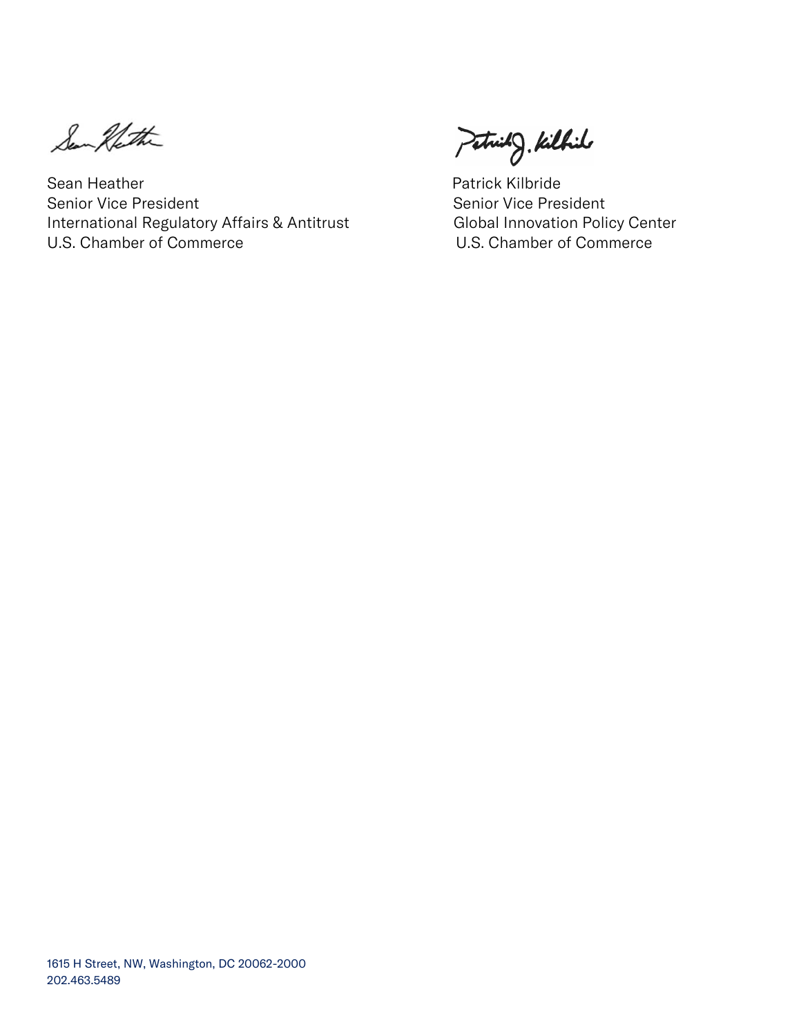Sean Heather
Senior Vice President
International Regulatory Affairs & Antitrust
U.S. Chamber of Commerce

Patrick Kilbride
Senior Vice President
Global Innovation Policy Center
U.S. Chamber of Commerce

1615 H Street, NW, Washington, DC 20062-2000
202.463.5489